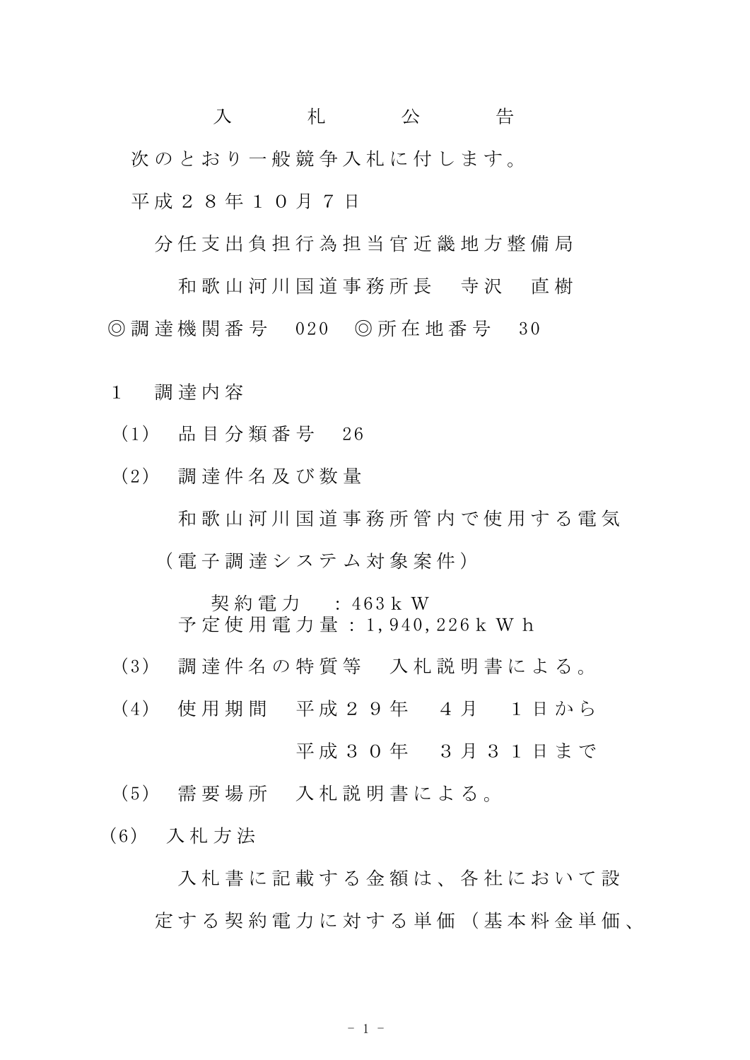# 入　札　公　告

次のとおり一般競争入札に付します。

平成２８年１０月７日

分任支出負担行為担当官近畿地方整備局

和歌山河川国道事務所長　寺沢　直樹

◎調達機関番号　020　◎所在地番号　30

1　調達内容

(1)　品目分類番号　26

(2)　調達件名及び数量

和歌山河川国道事務所管内で使用する電気

（電子調達システム対象案件）

契約電力　：463kW
予定使用電力量：1,940,226kWh

(3)　調達件名の特質等　入札説明書による。

(4)　使用期間　平成２９年　４月　１日から

平成３０年　３月３１日まで

(5)　需要場所　入札説明書による。

(6)　入札方法

入札書に記載する金額は、各社において設定する契約電力に対する単価（基本料金単価、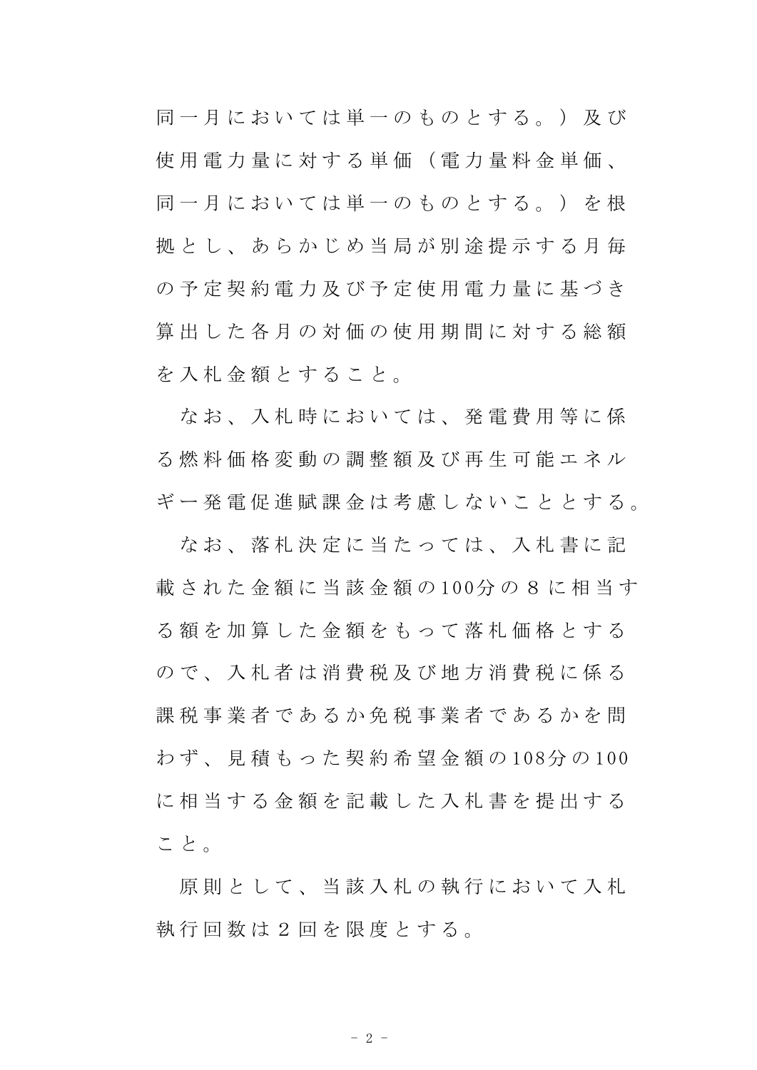同一月においては単一のものとする。）及び使用電力量に対する単価（電力量料金単価、同一月においては単一のものとする。）を根拠とし、あらかじめ当局が別途提示する月毎の予定契約電力及び予定使用電力量に基づき算出した各月の対価の使用期間に対する総額を入札金額とすること。

なお、入札時においては、発電費用等に係る燃料価格変動の調整額及び再生可能エネルギー発電促進賦課金は考慮しないこととする。

なお、落札決定に当たっては、入札書に記載された金額に当該金額の100分の８に相当する額を加算した金額をもって落札価格とするので、入札者は消費税及び地方消費税に係る課税事業者であるか免税事業者であるかを問わず、見積もった契約希望金額の108分の100に相当する金額を記載した入札書を提出すること。

原則として、当該入札の執行において入札執行回数は２回を限度とする。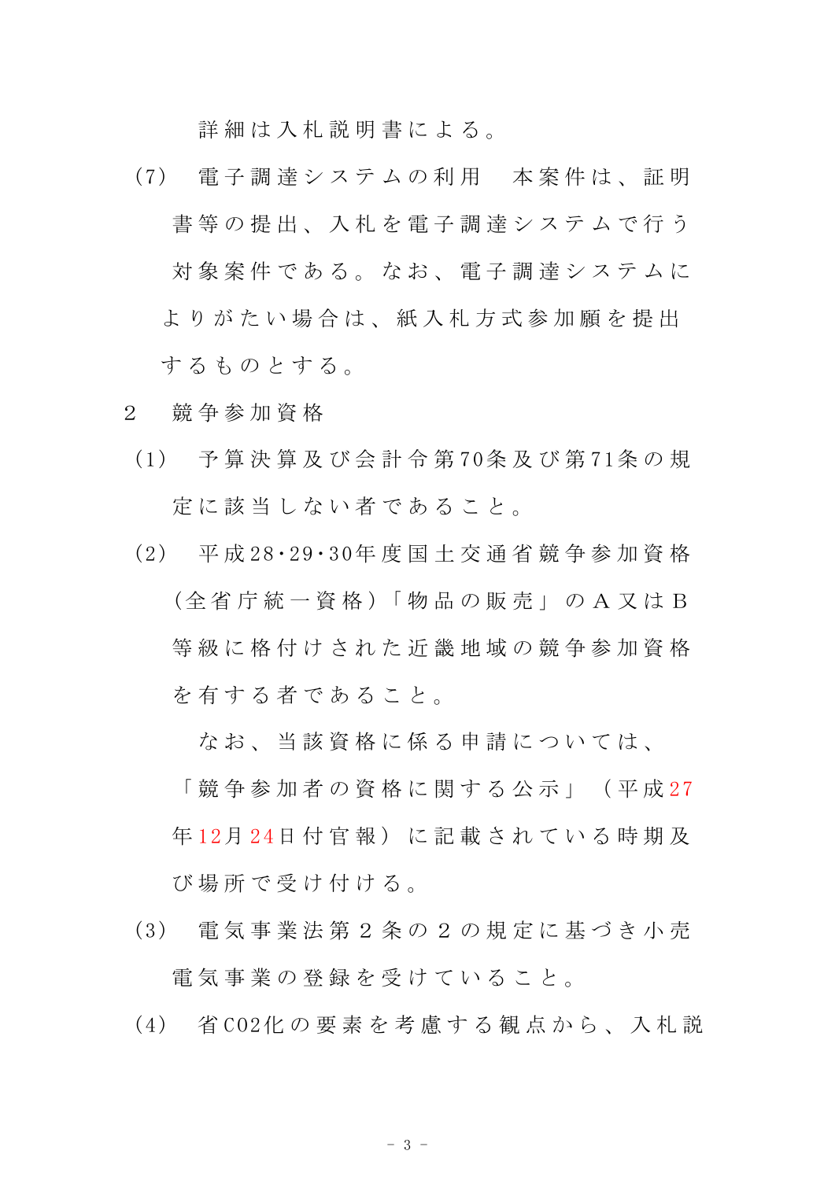詳細は入札説明書による。

(7) 電子調達システムの利用　本案件は、証明書等の提出、入札を電子調達システムで行う対象案件である。なお、電子調達システムによりがたい場合は、紙入札方式参加願を提出するものとする。

2　競争参加資格

(1) 予算決算及び会計令第70条及び第71条の規定に該当しない者であること。

(2) 平成28･29･30年度国土交通省競争参加資格（全省庁統一資格）「物品の販売」のＡ又はＢ等級に格付けされた近畿地域の競争参加資格を有する者であること。

なお、当該資格に係る申請については、「競争参加者の資格に関する公示」（平成27年12月24日付官報）に記載されている時期及び場所で受け付ける。

(3) 電気事業法第２条の２の規定に基づき小売電気事業の登録を受けていること。

(4) 省CO2化の要素を考慮する観点から、入札説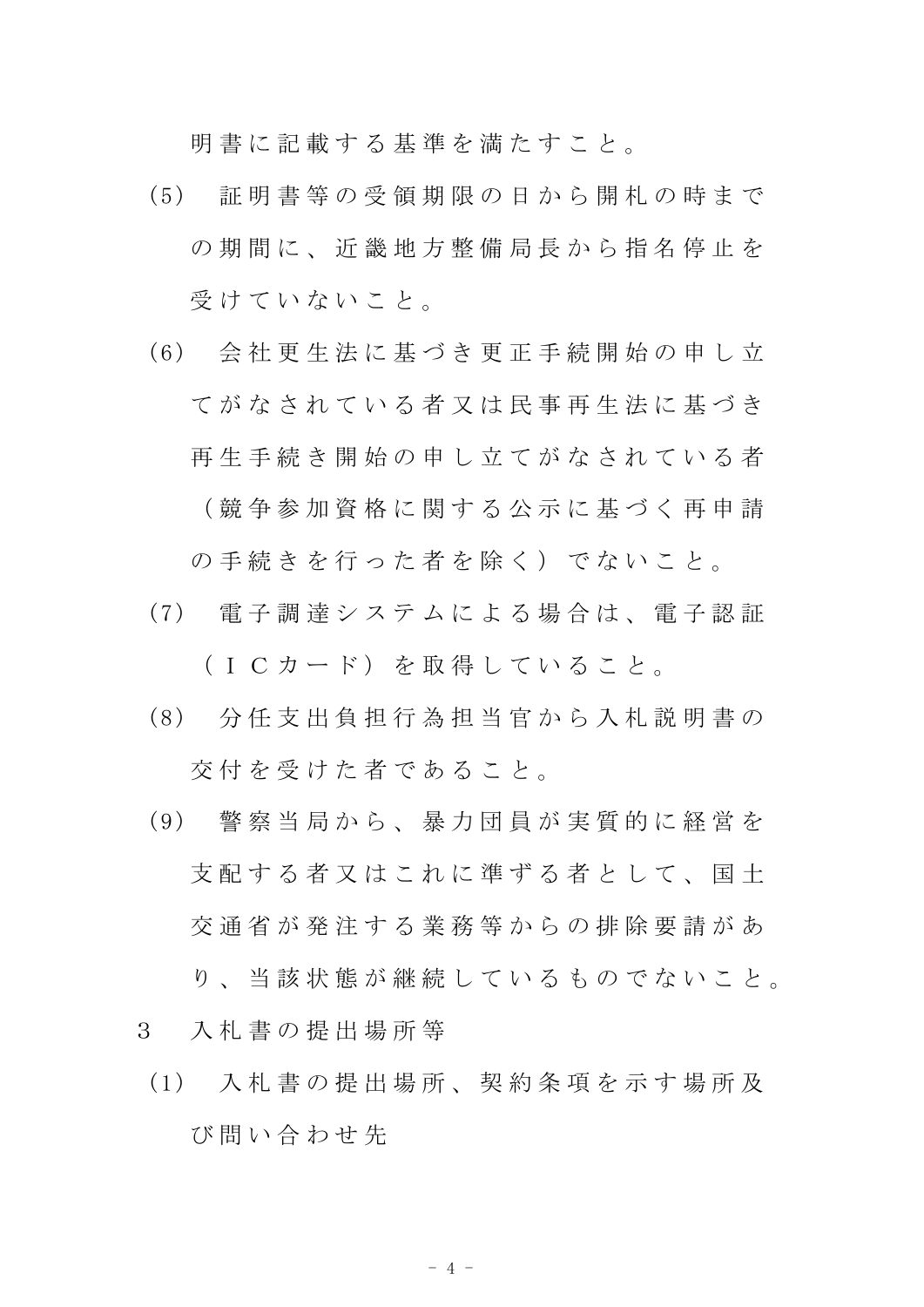明書に記載する基準を満たすこと。

(5) 証明書等の受領期限の日から開札の時までの期間に、近畿地方整備局長から指名停止を受けていないこと。

(6) 会社更生法に基づき更正手続開始の申し立てがなされている者又は民事再生法に基づき再生手続き開始の申し立てがなされている者（競争参加資格に関する公示に基づく再申請の手続きを行った者を除く）でないこと。

(7) 電子調達システムによる場合は、電子認証（ＩＣカード）を取得していること。

(8) 分任支出負担行為担当官から入札説明書の交付を受けた者であること。

(9) 警察当局から、暴力団員が実質的に経営を支配する者又はこれに準ずる者として、国土交通省が発注する業務等からの排除要請があり、当該状態が継続しているものでないこと。

3 入札書の提出場所等

(1) 入札書の提出場所、契約条項を示す場所及び問い合わせ先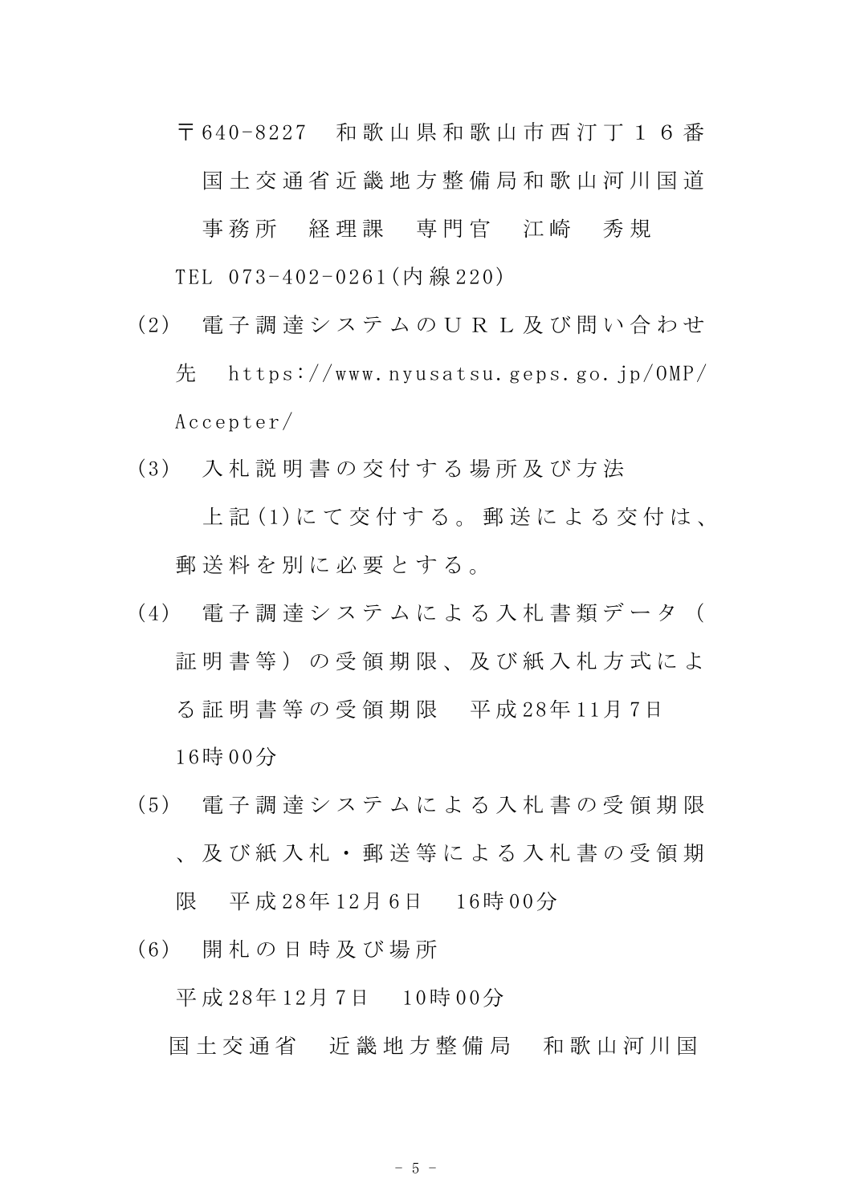〒640-8227　和歌山県和歌山市西汀丁１６番

国土交通省近畿地方整備局和歌山河川国道事務所　経理課　専門官　江崎　秀規

TEL 073-402-0261(内線220)

(2)　電子調達システムのＵＲＬ及び問い合わせ先　https://www.nyusatsu.geps.go.jp/OMP/Accepter/

(3)　入札説明書の交付する場所及び方法

上記(1)にて交付する。郵送による交付は、郵送料を別に必要とする。

(4)　電子調達システムによる入札書類データ（証明書等）の受領期限、及び紙入札方式による証明書等の受領期限　平成28年11月7日　16時00分

(5)　電子調達システムによる入札書の受領期限、及び紙入札・郵送等による入札書の受領期限　平成28年12月6日　16時00分

(6)　開札の日時及び場所

平成28年12月7日　10時00分

国土交通省　近畿地方整備局　和歌山河川国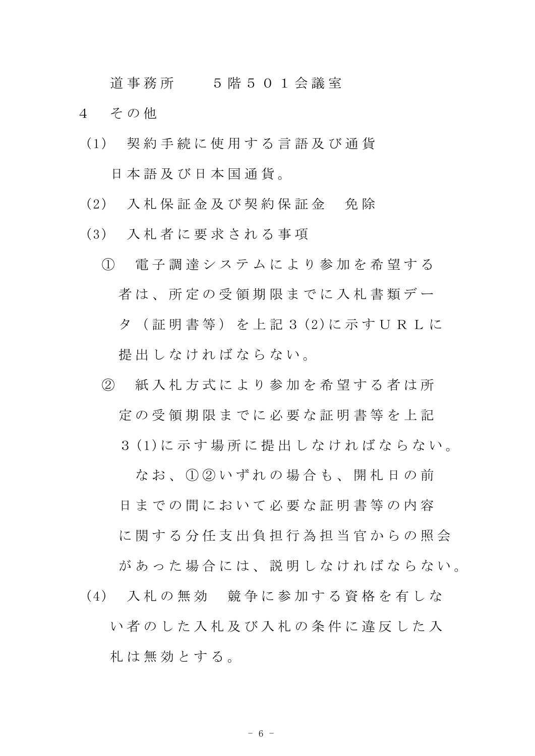道事務所　　５階５０１会議室

４　その他

(1)　契約手続に使用する言語及び通貨

日本語及び日本国通貨。

(2)　入札保証金及び契約保証金　免除

(3)　入札者に要求される事項

①　電子調達システムにより参加を希望する者は、所定の受領期限までに入札書類データ（証明書等）を上記３(2)に示すＵＲＬに提出しなければならない。

②　紙入札方式により参加を希望する者は所定の受領期限までに必要な証明書等を上記３(1)に示す場所に提出しなければならない。

なお、①②いずれの場合も、開札日の前日までの間において必要な証明書等の内容に関する分任支出負担行為担当官からの照会があった場合には、説明しなければならない。

(4)　入札の無効　競争に参加する資格を有しない者のした入札及び入札の条件に違反した入札は無効とする。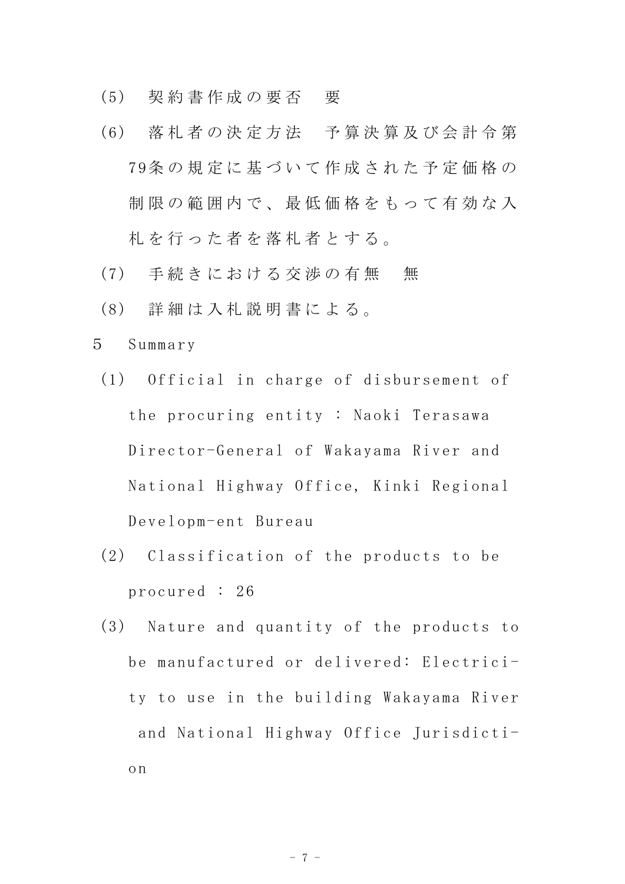(5)　契約書作成の要否　要

(6)　落札者の決定方法　予算決算及び会計令第79条の規定に基づいて作成された予定価格の制限の範囲内で、最低価格をもって有効な入札を行った者を落札者とする。

(7)　手続きにおける交渉の有無　無

(8)　詳細は入札説明書による。

5　Summary

(1)　Official in charge of disbursement of the procuring entity : Naoki Terasawa Director-General of Wakayama River and National Highway Office, Kinki Regional Developm-ent Bureau

(2)　Classification of the products to be procured : 26

(3)　Nature and quantity of the products to be manufactured or delivered: Electrici-ty to use in the building Wakayama River and National Highway Office Jurisdicti-on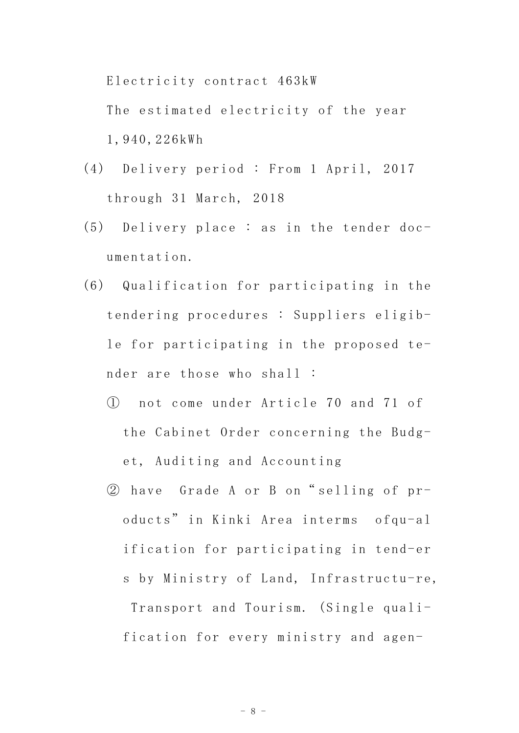Electricity contract 463kW

The estimated electricity of the year 1,940,226kWh

(4) Delivery period : From 1 April, 2017 through 31 March, 2018

(5) Delivery place : as in the tender documentation.

(6) Qualification for participating in the tendering procedures : Suppliers eligible for participating in the proposed tender are those who shall :

① not come under Article 70 and 71 of the Cabinet Order concerning the Budget, Auditing and Accounting

② have Grade A or B on “selling of products” in Kinki Area interms ofqu-alification for participating in tend-ers by Ministry of Land, Infrastructu-re, Transport and Tourism. (Single qualification for every ministry and agen-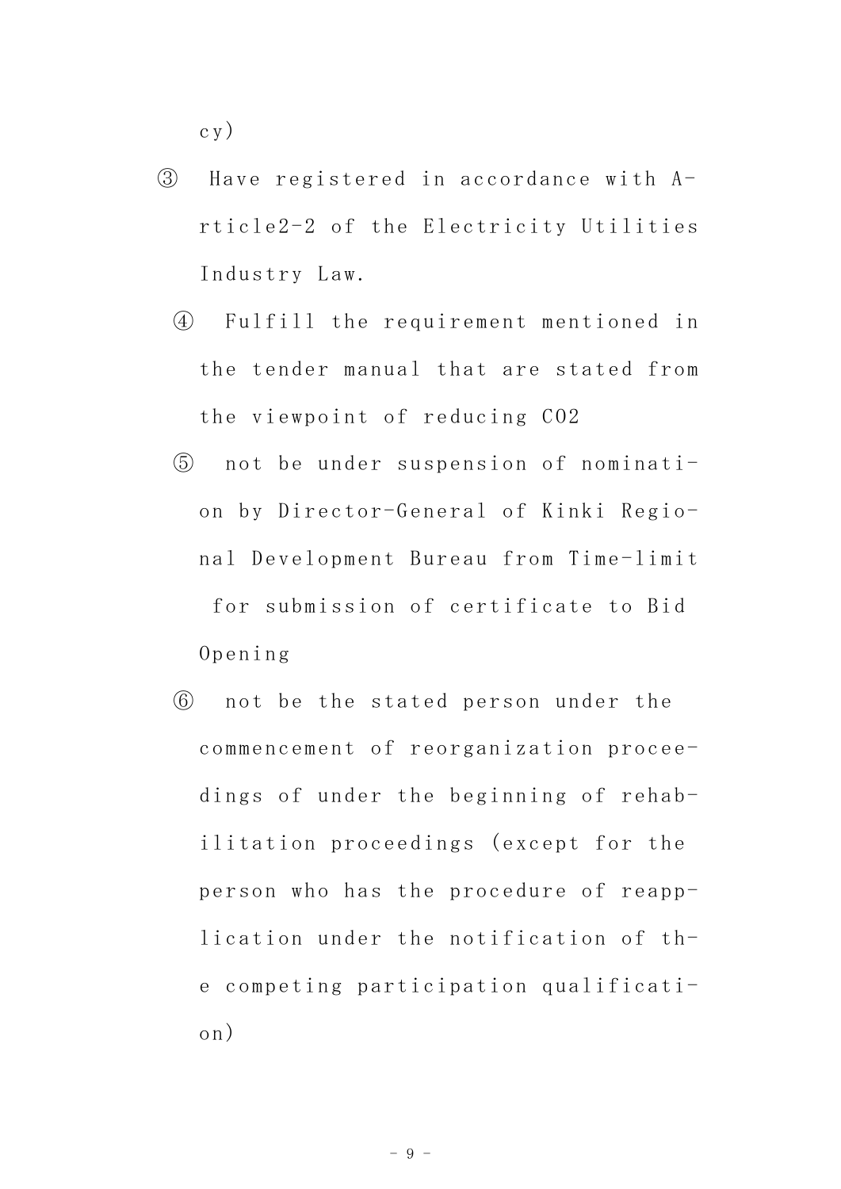cy)

③ Have registered in accordance with Article2-2 of the Electricity Utilities Industry Law.

④ Fulfill the requirement mentioned in the tender manual that are stated from the viewpoint of reducing $CO_2$

⑤ not be under suspension of nomination by Director-General of Kinki Regional Development Bureau from Time-limit for submission of certificate to Bid Opening

⑥ not be the stated person under the commencement of reorganization proceedings of under the beginning of rehabilitation proceedings (except for the person who has the procedure of reapplication under the notification of the competing participation qualification)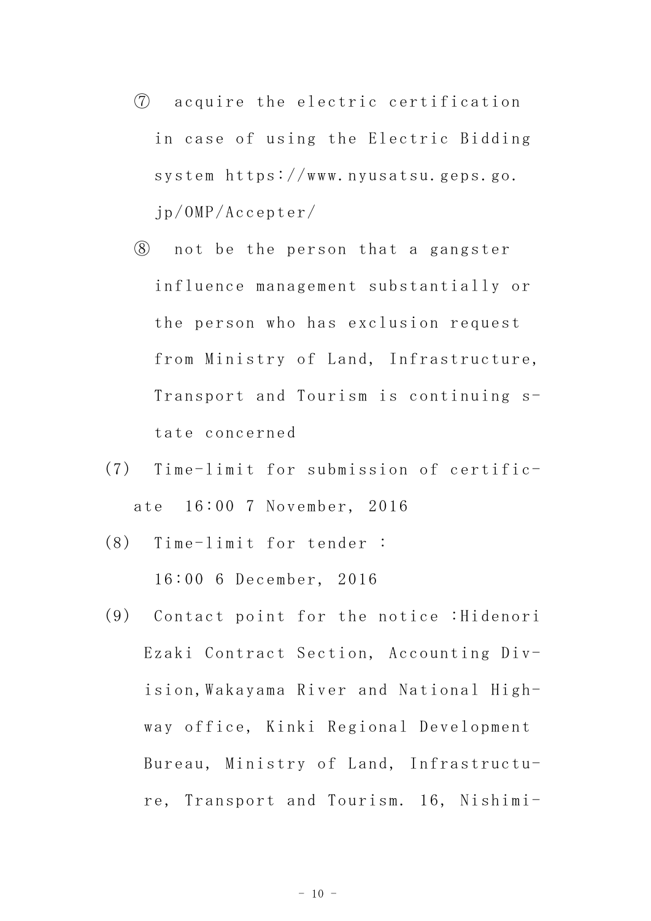⑦ acquire the electric certification in case of using the Electric Bidding system https://www.nyusatsu.geps.go.jp/OMP/Accepter/

⑧ not be the person that a gangster influence management substantially or the person who has exclusion request from Ministry of Land, Infrastructure, Transport and Tourism is continuing state concerned

(7) Time-limit for submission of certificate 16:00 7 November, 2016

(8) Time-limit for tender :
16:00 6 December, 2016

(9) Contact point for the notice :Hidenori Ezaki Contract Section, Accounting Division,Wakayama River and National Highway office, Kinki Regional Development Bureau, Ministry of Land, Infrastructure, Transport and Tourism. 16, Nishimi-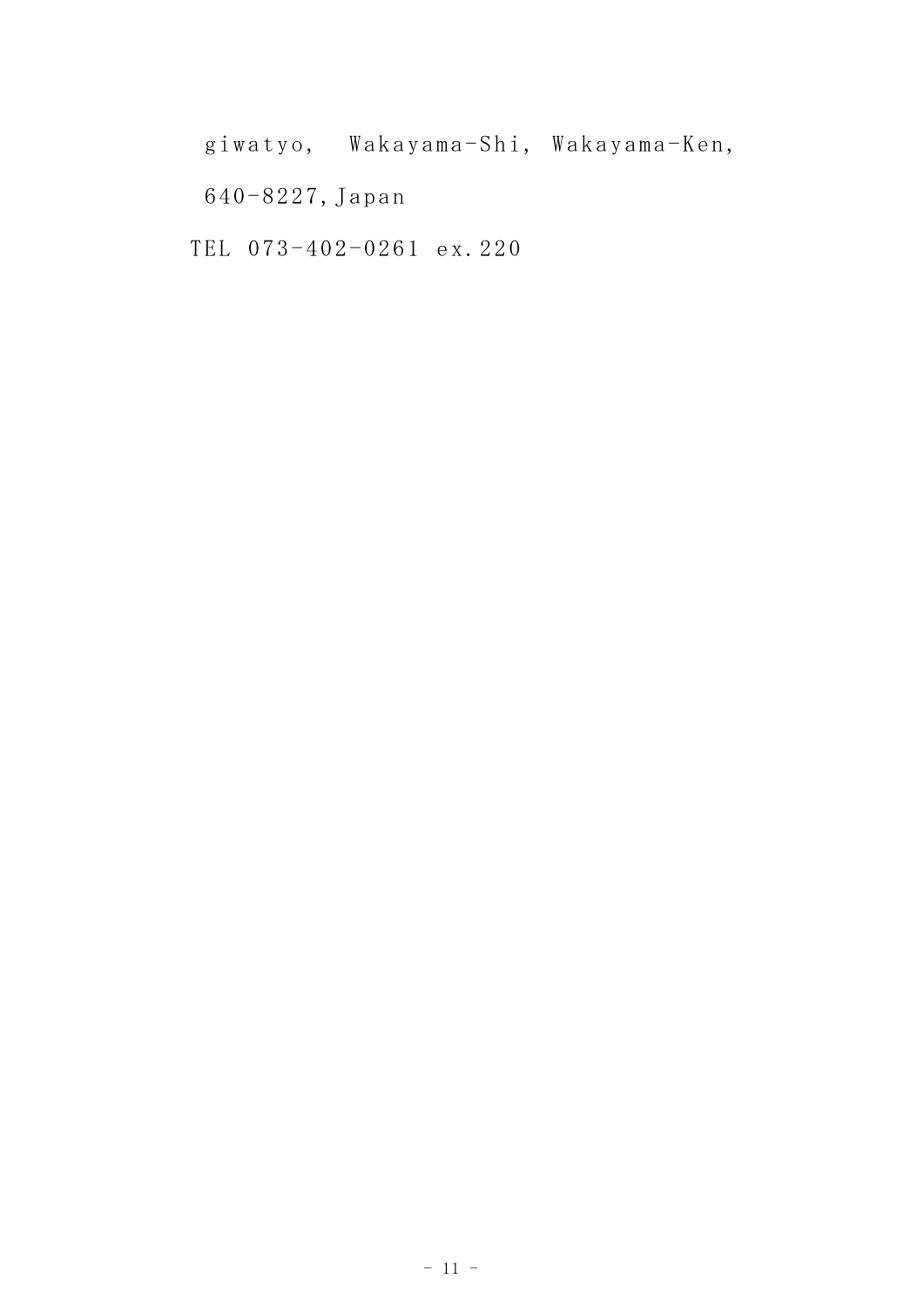giwatyo, Wakayama-Shi, Wakayama-Ken,

640-8227,Japan

TEL 073-402-0261 ex.220